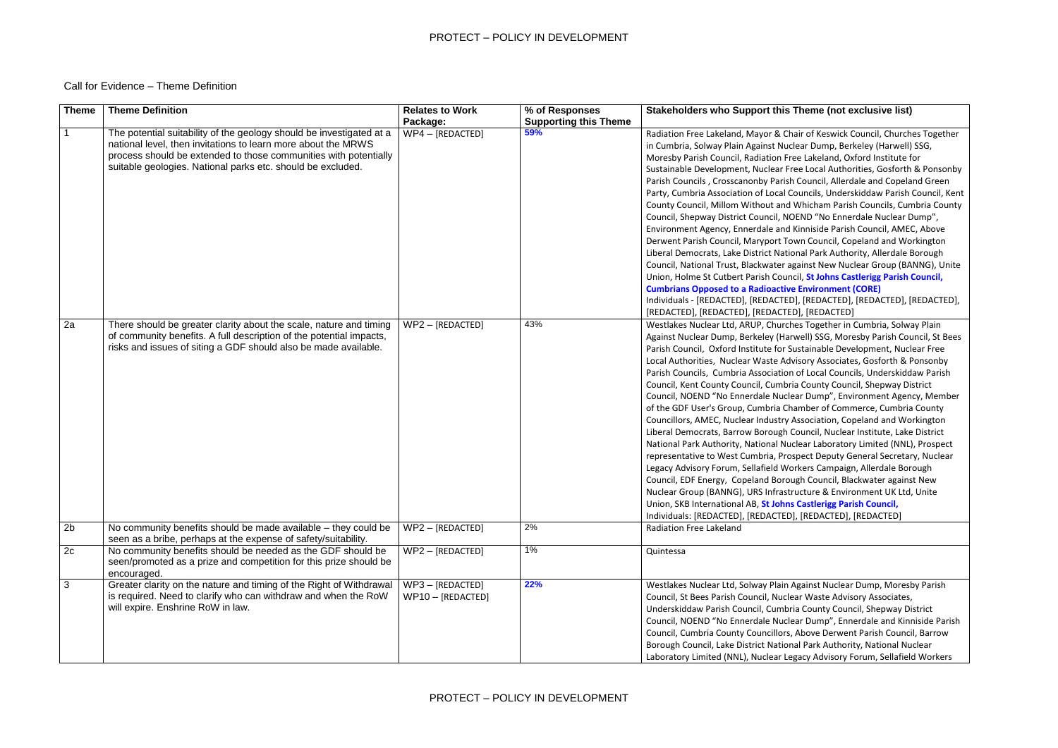Call for Evidence – Theme Definition

| Theme | Theme Definition | Relates to Work Package: | % of Responses Supporting this Theme | Stakeholders who Support this Theme (not exclusive list) |
|---|---|---|---|---|
| 1 | The potential suitability of the geology should be investigated at a national level, then invitations to learn more about the MRWS process should be extended to those communities with potentially suitable geologies. National parks etc. should be excluded. | WP4 – [REDACTED] | **59%** | Radiation Free Lakeland, Mayor & Chair of Keswick Council, Churches Together in Cumbria, Solway Plain Against Nuclear Dump, Berkeley (Harwell) SSG, Moresby Parish Council, Radiation Free Lakeland, Oxford Institute for Sustainable Development, Nuclear Free Local Authorities, Gosforth & Ponsonby Parish Councils , Crosscanonby Parish Council, Allerdale and Copeland Green Party, Cumbria Association of Local Councils, Underskiddaw Parish Council, Kent County Council, Millom Without and Whicham Parish Councils, Cumbria County Council, Shepway District Council, NOEND "No Ennerdale Nuclear Dump", Environment Agency, Ennerdale and Kinniside Parish Council, AMEC, Above Derwent Parish Council, Maryport Town Council, Copeland and Workington Liberal Democrats, Lake District National Park Authority, Allerdale Borough Council, National Trust, Blackwater against New Nuclear Group (BANNG), Unite Union, Holme St Cutbert Parish Council, **St Johns Castlerigg Parish Council, Cumbrians Opposed to a Radioactive Environment (CORE)** Individuals - [REDACTED], [REDACTED], [REDACTED], [REDACTED], [REDACTED], [REDACTED], [REDACTED], [REDACTED], [REDACTED] |
| 2a | There should be greater clarity about the scale, nature and timing of community benefits. A full description of the potential impacts, risks and issues of siting a GDF should also be made available. | WP2 – [REDACTED] | 43% | Westlakes Nuclear Ltd, ARUP, Churches Together in Cumbria, Solway Plain Against Nuclear Dump, Berkeley (Harwell) SSG, Moresby Parish Council, St Bees Parish Council, Oxford Institute for Sustainable Development, Nuclear Free Local Authorities, Nuclear Waste Advisory Associates, Gosforth & Ponsonby Parish Councils, Cumbria Association of Local Councils, Underskiddaw Parish Council, Kent County Council, Cumbria County Council, Shepway District Council, NOEND "No Ennerdale Nuclear Dump", Environment Agency, Member of the GDF User's Group, Cumbria Chamber of Commerce, Cumbria County Councillors, AMEC, Nuclear Industry Association, Copeland and Workington Liberal Democrats, Barrow Borough Council, Nuclear Institute, Lake District National Park Authority, National Nuclear Laboratory Limited (NNL), Prospect representative to West Cumbria, Prospect Deputy General Secretary, Nuclear Legacy Advisory Forum, Sellafield Workers Campaign, Allerdale Borough Council, EDF Energy, Copeland Borough Council, Blackwater against New Nuclear Group (BANNG), URS Infrastructure & Environment UK Ltd, Unite Union, SKB International AB, **St Johns Castlerigg Parish Council,** Individuals: [REDACTED], [REDACTED], [REDACTED], [REDACTED] |
| 2b | No community benefits should be made available – they could be seen as a bribe, perhaps at the expense of safety/suitability. | WP2 – [REDACTED] | 2% | Radiation Free Lakeland |
| 2c | No community benefits should be needed as the GDF should be seen/promoted as a prize and competition for this prize should be encouraged. | WP2 – [REDACTED] | 1% | Quintessa |
| 3 | Greater clarity on the nature and timing of the Right of Withdrawal is required. Need to clarify who can withdraw and when the RoW will expire. Enshrine RoW in law. | WP3 – [REDACTED] WP10 – [REDACTED] | **22%** | Westlakes Nuclear Ltd, Solway Plain Against Nuclear Dump, Moresby Parish Council, St Bees Parish Council, Nuclear Waste Advisory Associates, Underskiddaw Parish Council, Cumbria County Council, Shepway District Council, NOEND "No Ennerdale Nuclear Dump", Ennerdale and Kinniside Parish Council, Cumbria County Councillors, Above Derwent Parish Council, Barrow Borough Council, Lake District National Park Authority, National Nuclear Laboratory Limited (NNL), Nuclear Legacy Advisory Forum, Sellafield Workers |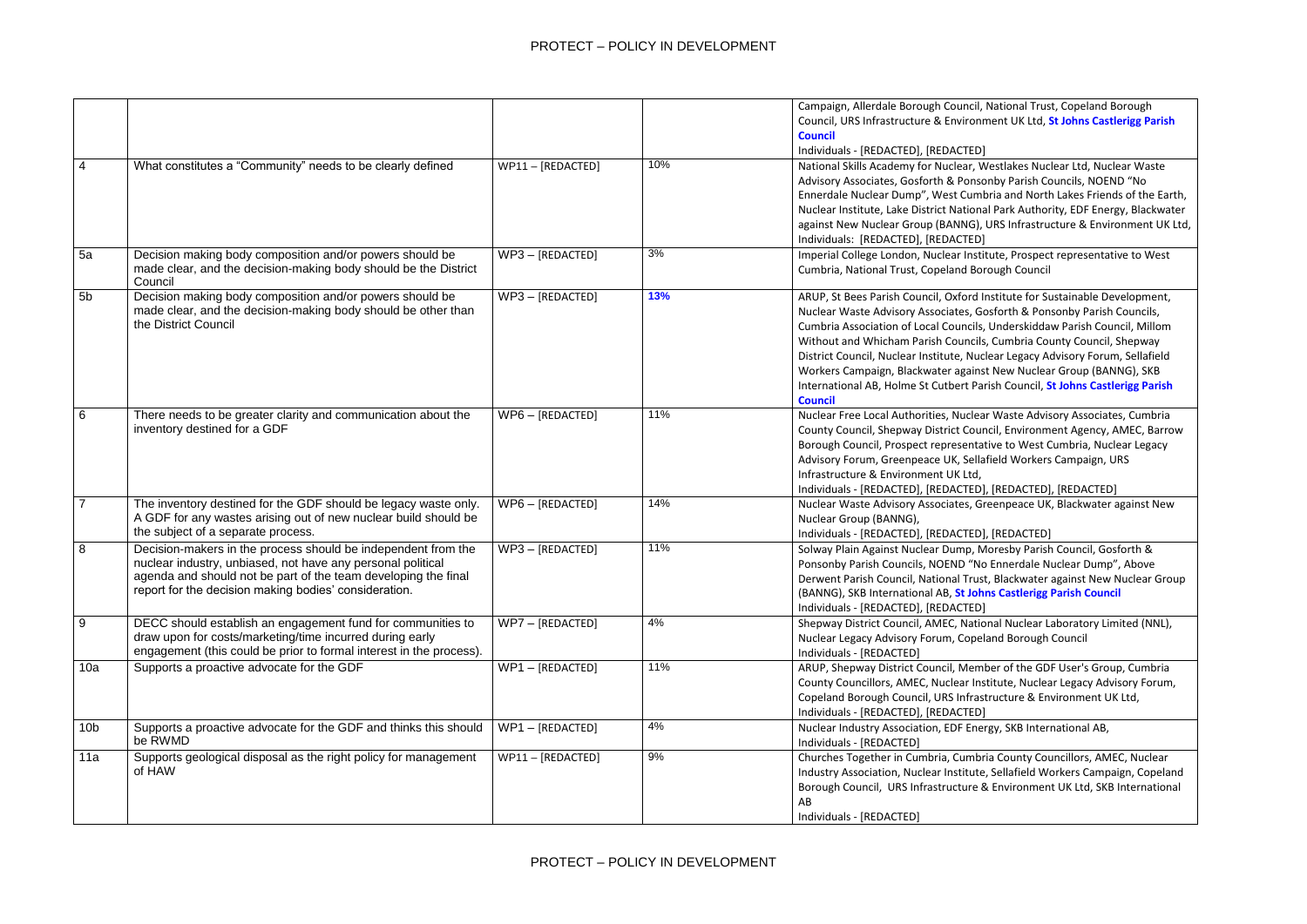| | | | | |
|---|---|---|---|---|
| | | | | Campaign, Allerdale Borough Council, National Trust, Copeland Borough Council, URS Infrastructure & Environment UK Ltd, **St Johns Castlerigg Parish Council**<br>Individuals - [REDACTED], [REDACTED] |
| 4 | What constitutes a "Community" needs to be clearly defined | WP11 – [REDACTED] | 10% | National Skills Academy for Nuclear, Westlakes Nuclear Ltd, Nuclear Waste Advisory Associates, Gosforth & Ponsonby Parish Councils, NOEND "No Ennerdale Nuclear Dump", West Cumbria and North Lakes Friends of the Earth, Nuclear Institute, Lake District National Park Authority, EDF Energy, Blackwater against New Nuclear Group (BANNG), URS Infrastructure & Environment UK Ltd,<br>Individuals: [REDACTED], [REDACTED] |
| 5a | Decision making body composition and/or powers should be made clear, and the decision-making body should be the District Council | WP3 – [REDACTED] | 3% | Imperial College London, Nuclear Institute, Prospect representative to West Cumbria, National Trust, Copeland Borough Council |
| 5b | Decision making body composition and/or powers should be made clear, and the decision-making body should be other than the District Council | WP3 – [REDACTED] | **13%** | ARUP, St Bees Parish Council, Oxford Institute for Sustainable Development, Nuclear Waste Advisory Associates, Gosforth & Ponsonby Parish Councils, Cumbria Association of Local Councils, Underskiddaw Parish Council, Millom Without and Whicham Parish Councils, Cumbria County Council, Shepway District Council, Nuclear Institute, Nuclear Legacy Advisory Forum, Sellafield Workers Campaign, Blackwater against New Nuclear Group (BANNG), SKB International AB, Holme St Cutbert Parish Council, **St Johns Castlerigg Parish Council** |
| 6 | There needs to be greater clarity and communication about the inventory destined for a GDF | WP6 – [REDACTED] | 11% | Nuclear Free Local Authorities, Nuclear Waste Advisory Associates, Cumbria County Council, Shepway District Council, Environment Agency, AMEC, Barrow Borough Council, Prospect representative to West Cumbria, Nuclear Legacy Advisory Forum, Greenpeace UK, Sellafield Workers Campaign, URS Infrastructure & Environment UK Ltd,<br>Individuals - [REDACTED], [REDACTED], [REDACTED], [REDACTED] |
| 7 | The inventory destined for the GDF should be legacy waste only. A GDF for any wastes arising out of new nuclear build should be the subject of a separate process. | WP6 – [REDACTED] | 14% | Nuclear Waste Advisory Associates, Greenpeace UK, Blackwater against New Nuclear Group (BANNG),<br>Individuals - [REDACTED], [REDACTED], [REDACTED] |
| 8 | Decision-makers in the process should be independent from the nuclear industry, unbiased, not have any personal political agenda and should not be part of the team developing the final report for the decision making bodies' consideration. | WP3 – [REDACTED] | 11% | Solway Plain Against Nuclear Dump, Moresby Parish Council, Gosforth & Ponsonby Parish Councils, NOEND "No Ennerdale Nuclear Dump", Above Derwent Parish Council, National Trust, Blackwater against New Nuclear Group (BANNG), SKB International AB, **St Johns Castlerigg Parish Council**<br>Individuals - [REDACTED], [REDACTED] |
| 9 | DECC should establish an engagement fund for communities to draw upon for costs/marketing/time incurred during early engagement (this could be prior to formal interest in the process). | WP7 – [REDACTED] | 4% | Shepway District Council, AMEC, National Nuclear Laboratory Limited (NNL), Nuclear Legacy Advisory Forum, Copeland Borough Council<br>Individuals - [REDACTED] |
| 10a | Supports a proactive advocate for the GDF | WP1 – [REDACTED] | 11% | ARUP, Shepway District Council, Member of the GDF User's Group, Cumbria County Councillors, AMEC, Nuclear Institute, Nuclear Legacy Advisory Forum, Copeland Borough Council, URS Infrastructure & Environment UK Ltd,<br>Individuals - [REDACTED], [REDACTED] |
| 10b | Supports a proactive advocate for the GDF and thinks this should be RWMD | WP1 – [REDACTED] | 4% | Nuclear Industry Association, EDF Energy, SKB International AB,<br>Individuals - [REDACTED] |
| 11a | Supports geological disposal as the right policy for management of HAW | WP11 – [REDACTED] | 9% | Churches Together in Cumbria, Cumbria County Councillors, AMEC, Nuclear Industry Association, Nuclear Institute, Sellafield Workers Campaign, Copeland Borough Council, URS Infrastructure & Environment UK Ltd, SKB International AB<br>Individuals - [REDACTED] |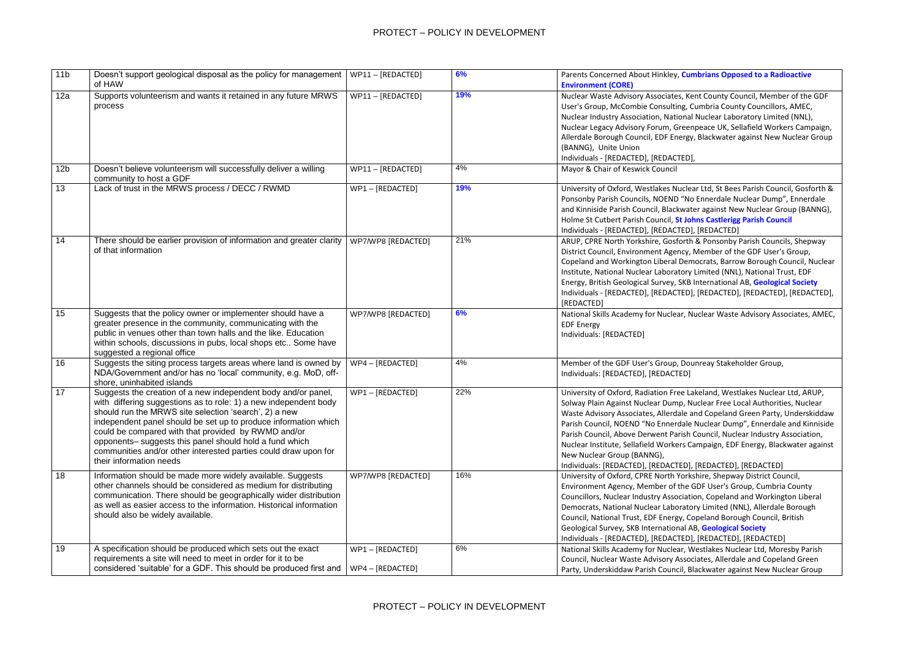| 11b | Doesn't support geological disposal as the policy for management of HAW | WP11 – [REDACTED] | **6%** | Parents Concerned About Hinkley, **Cumbrians Opposed to a Radioactive Environment (CORE)** |
|---|---|---|---|---|
| 12a | Supports volunteerism and wants it retained in any future MRWS process | WP11 – [REDACTED] | **19%** | Nuclear Waste Advisory Associates, Kent County Council, Member of the GDF User's Group, McCombie Consulting, Cumbria County Councillors, AMEC, Nuclear Industry Association, National Nuclear Laboratory Limited (NNL), Nuclear Legacy Advisory Forum, Greenpeace UK, Sellafield Workers Campaign, Allerdale Borough Council, EDF Energy, Blackwater against New Nuclear Group (BANNG), Unite Union<br>Individuals - [REDACTED], [REDACTED], |
| 12b | Doesn't believe volunteerism will successfully deliver a willing community to host a GDF | WP11 – [REDACTED] | 4% | Mayor & Chair of Keswick Council |
| 13 | Lack of trust in the MRWS process / DECC / RWMD | WP1 – [REDACTED] | **19%** | University of Oxford, Westlakes Nuclear Ltd, St Bees Parish Council, Gosforth & Ponsonby Parish Councils, NOEND "No Ennerdale Nuclear Dump", Ennerdale and Kinniside Parish Council, Blackwater against New Nuclear Group (BANNG), Holme St Cutbert Parish Council, **St Johns Castlerigg Parish Council**<br>Individuals - [REDACTED], [REDACTED], [REDACTED] |
| 14 | There should be earlier provision of information and greater clarity of that information | WP7/WP8 [REDACTED] | 21% | ARUP, CPRE North Yorkshire, Gosforth & Ponsonby Parish Councils, Shepway District Council, Environment Agency, Member of the GDF User's Group, Copeland and Workington Liberal Democrats, Barrow Borough Council, Nuclear Institute, National Nuclear Laboratory Limited (NNL), National Trust, EDF Energy, British Geological Survey, SKB International AB, **Geological Society**<br>Individuals - [REDACTED], [REDACTED], [REDACTED], [REDACTED], [REDACTED], [REDACTED] |
| 15 | Suggests that the policy owner or implementer should have a greater presence in the community, communicating with the public in venues other than town halls and the like. Education within schools, discussions in pubs, local shops etc.. Some have suggested a regional office | WP7/WP8 [REDACTED] | **6%** | National Skills Academy for Nuclear, Nuclear Waste Advisory Associates, AMEC, EDF Energy<br>Individuals: [REDACTED] |
| 16 | Suggests the siting process targets areas where land is owned by NDA/Government and/or has no 'local' community, e.g. MoD, off-shore, uninhabited islands | WP4 – [REDACTED] | 4% | Member of the GDF User's Group, Dounreay Stakeholder Group,<br>Individuals: [REDACTED], [REDACTED] |
| 17 | Suggests the creation of a new independent body and/or panel, with differing suggestions as to role: 1) a new independent body should run the MRWS site selection 'search', 2) a new independent panel should be set up to produce information which could be compared with that provided by RWMD and/or opponents– suggests this panel should hold a fund which communities and/or other interested parties could draw upon for their information needs | WP1 – [REDACTED] | 22% | University of Oxford, Radiation Free Lakeland, Westlakes Nuclear Ltd, ARUP, Solway Plain Against Nuclear Dump, Nuclear Free Local Authorities, Nuclear Waste Advisory Associates, Allerdale and Copeland Green Party, Underskiddaw Parish Council, NOEND "No Ennerdale Nuclear Dump", Ennerdale and Kinniside Parish Council, Above Derwent Parish Council, Nuclear Industry Association, Nuclear Institute, Sellafield Workers Campaign, EDF Energy, Blackwater against New Nuclear Group (BANNG),<br>Individuals: [REDACTED], [REDACTED], [REDACTED], [REDACTED] |
| 18 | Information should be made more widely available. Suggests other channels should be considered as medium for distributing communication. There should be geographically wider distribution as well as easier access to the information. Historical information should also be widely available. | WP7/WP8 [REDACTED] | 16% | University of Oxford, CPRE North Yorkshire, Shepway District Council, Environment Agency, Member of the GDF User's Group, Cumbria County Councillors, Nuclear Industry Association, Copeland and Workington Liberal Democrats, National Nuclear Laboratory Limited (NNL), Allerdale Borough Council, National Trust, EDF Energy, Copeland Borough Council, British Geological Survey, SKB International AB, **Geological Society**<br>Individuals - [REDACTED], [REDACTED], [REDACTED], [REDACTED] |
| 19 | A specification should be produced which sets out the exact requirements a site will need to meet in order for it to be considered 'suitable' for a GDF. This should be produced first and | WP1 – [REDACTED]<br>WP4 – [REDACTED] | 6% | National Skills Academy for Nuclear, Westlakes Nuclear Ltd, Moresby Parish Council, Nuclear Waste Advisory Associates, Allerdale and Copeland Green Party, Underskiddaw Parish Council, Blackwater against New Nuclear Group |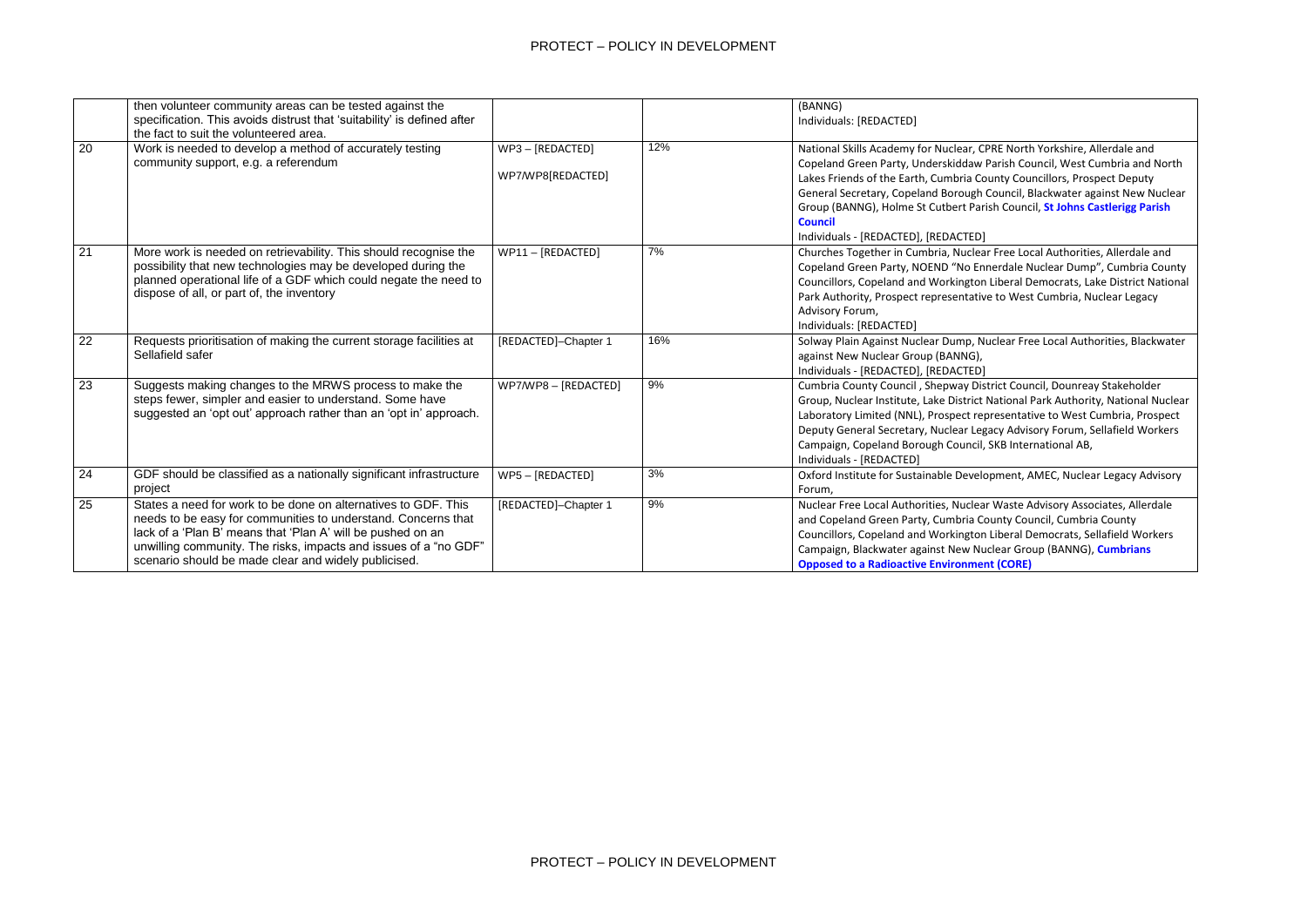| | | | | |
|---|---|---|---|---|
| | then volunteer community areas can be tested against the specification. This avoids distrust that 'suitability' is defined after the fact to suit the volunteered area. | | | (BANNG)<br>Individuals: [REDACTED] |
| 20 | Work is needed to develop a method of accurately testing community support, e.g. a referendum | WP3 – [REDACTED]<br><br>WP7/WP8[REDACTED] | 12% | National Skills Academy for Nuclear, CPRE North Yorkshire, Allerdale and Copeland Green Party, Underskiddaw Parish Council, West Cumbria and North Lakes Friends of the Earth, Cumbria County Councillors, Prospect Deputy General Secretary, Copeland Borough Council, Blackwater against New Nuclear Group (BANNG), Holme St Cutbert Parish Council, **St Johns Castlerigg Parish Council**<br>Individuals - [REDACTED], [REDACTED] |
| 21 | More work is needed on retrievability. This should recognise the possibility that new technologies may be developed during the planned operational life of a GDF which could negate the need to dispose of all, or part of, the inventory | WP11 – [REDACTED] | 7% | Churches Together in Cumbria, Nuclear Free Local Authorities, Allerdale and Copeland Green Party, NOEND "No Ennerdale Nuclear Dump", Cumbria County Councillors, Copeland and Workington Liberal Democrats, Lake District National Park Authority, Prospect representative to West Cumbria, Nuclear Legacy Advisory Forum,<br>Individuals: [REDACTED] |
| 22 | Requests prioritisation of making the current storage facilities at Sellafield safer | [REDACTED]–Chapter 1 | 16% | Solway Plain Against Nuclear Dump, Nuclear Free Local Authorities, Blackwater against New Nuclear Group (BANNG),<br>Individuals - [REDACTED], [REDACTED] |
| 23 | Suggests making changes to the MRWS process to make the steps fewer, simpler and easier to understand. Some have suggested an 'opt out' approach rather than an 'opt in' approach. | WP7/WP8 – [REDACTED] | 9% | Cumbria County Council , Shepway District Council, Dounreay Stakeholder Group, Nuclear Institute, Lake District National Park Authority, National Nuclear Laboratory Limited (NNL), Prospect representative to West Cumbria, Prospect Deputy General Secretary, Nuclear Legacy Advisory Forum, Sellafield Workers Campaign, Copeland Borough Council, SKB International AB,<br>Individuals - [REDACTED] |
| 24 | GDF should be classified as a nationally significant infrastructure project | WP5 – [REDACTED] | 3% | Oxford Institute for Sustainable Development, AMEC, Nuclear Legacy Advisory Forum, |
| 25 | States a need for work to be done on alternatives to GDF. This needs to be easy for communities to understand. Concerns that lack of a 'Plan B' means that 'Plan A' will be pushed on an unwilling community. The risks, impacts and issues of a "no GDF" scenario should be made clear and widely publicised. | [REDACTED]–Chapter 1 | 9% | Nuclear Free Local Authorities, Nuclear Waste Advisory Associates, Allerdale and Copeland Green Party, Cumbria County Council, Cumbria County Councillors, Copeland and Workington Liberal Democrats, Sellafield Workers Campaign, Blackwater against New Nuclear Group (BANNG), **Cumbrians Opposed to a Radioactive Environment (CORE)** |